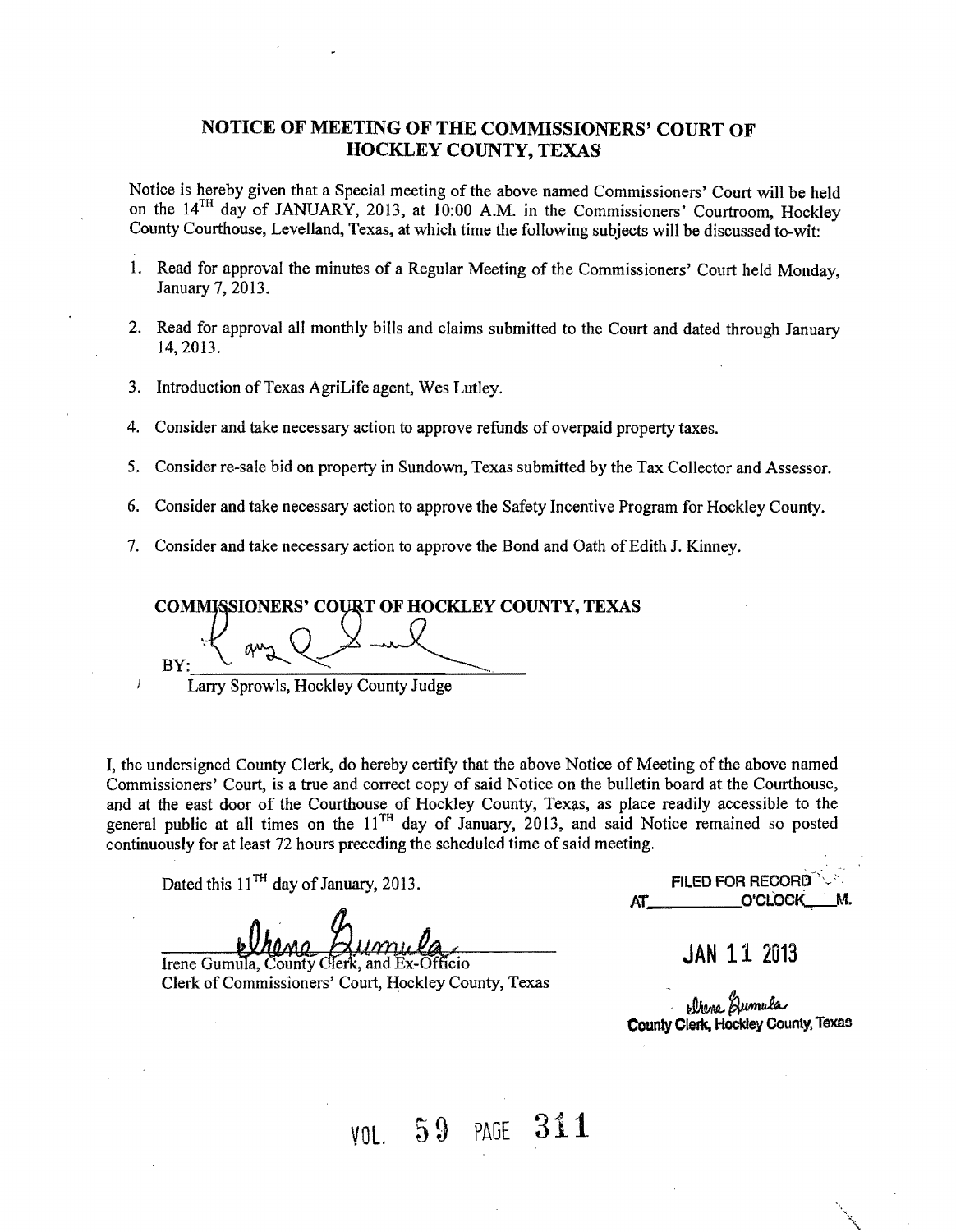## NOTICE OF MEETING OF THE COMMISSIONERS' COURT OF HOCKLEY COUNTY, TEXAS

Notice is hereby given that a Special meeting of the above named Commissioners' Court will be held on the 14TH day of JANUARY, 2013, at 10:00 A.M. in the Commissioners' Courtroom, Hockley County Courthouse, Levelland, Texas, at which time the following subjects will be discussed to-wit:

1. Read for approval the minutes of a Regular Meeting of the Commissioners' Court held Monday, January 7, 2013.
2. Read for approval all monthly bills and claims submitted to the Court and dated through January 14, 2013.
3. Introduction of Texas AgriLife agent, Wes Lutley.
4. Consider and take necessary action to approve refunds of overpaid property taxes.
5. Consider re-sale bid on property in Sundown, Texas submitted by the Tax Collector and Assessor.
6. Consider and take necessary action to approve the Safety Incentive Program for Hockley County.
7. Consider and take necessary action to approve the Bond and Oath of Edith J. Kinney.

**COMMISSIONERS' COURT OF HOCKLEY COUNTY, TEXAS**

BY: _______________________

Larry Sprowls, Hockley County Judge

I, the undersigned County Clerk, do hereby certify that the above Notice of Meeting of the above named Commissioners' Court, is a true and correct copy of said Notice on the bulletin board at the Courthouse, and at the east door of the Courthouse of Hockley County, Texas, as place readily accessible to the general public at all times on the 11TH day of January, 2013, and said Notice remained so posted continuously for at least 72 hours preceding the scheduled time of said meeting.

Dated this 11TH day of January, 2013.

_______________________

Irene Gumula, County Clerk, and Ex-Officio
Clerk of Commissioners' Court, Hockley County, Texas

FILED FOR RECORD
AT_________ O'CLOCK___M.

JAN 11 2013

Irene Gumula
County Clerk, Hockley County, Texas

VOL. 59 PAGE 311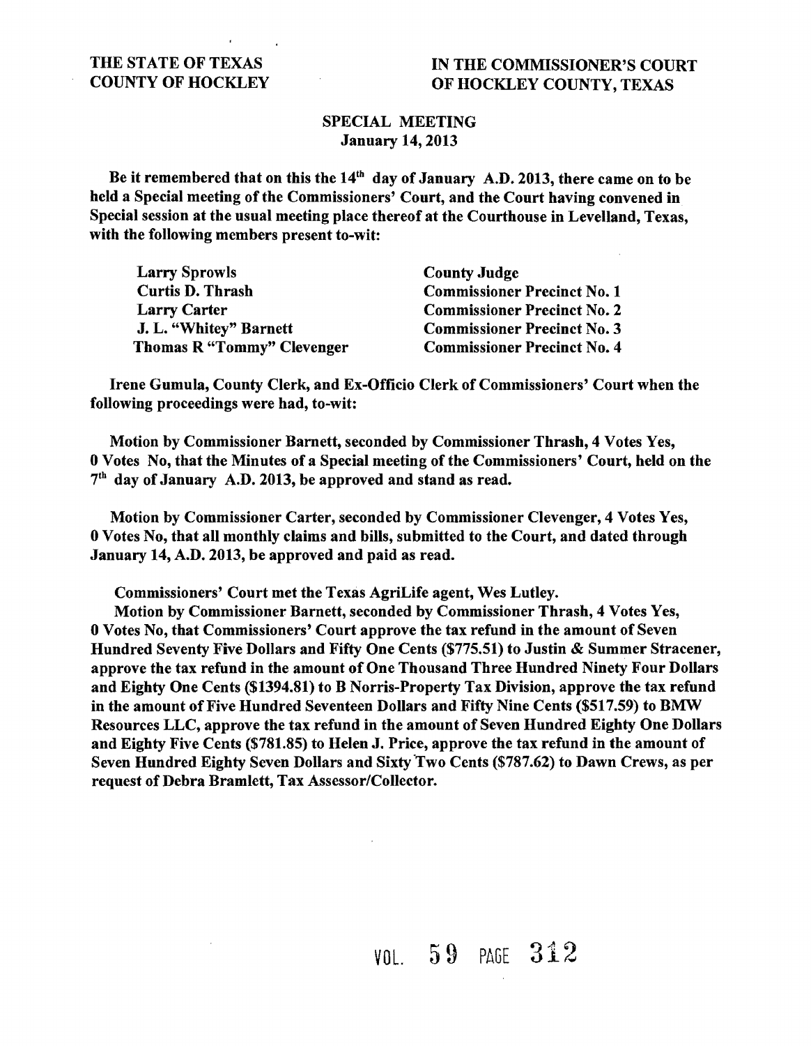THE STATE OF TEXAS
COUNTY OF HOCKLEY

IN THE COMMISSIONER'S COURT
OF HOCKLEY COUNTY, TEXAS

**SPECIAL MEETING**
**January 14, 2013**

**Be it remembered that on this the 14th day of January A.D. 2013, there came on to be held a Special meeting of the Commissioners' Court, and the Court having convened in Special session at the usual meeting place thereof at the Courthouse in Levelland, Texas, with the following members present to-wit:**

| | |
|---|---|
| Larry Sprowls | County Judge |
| Curtis D. Thrash | Commissioner Precinct No. 1 |
| Larry Carter | Commissioner Precinct No. 2 |
| J. L. "Whitey" Barnett | Commissioner Precinct No. 3 |
| Thomas R "Tommy" Clevenger | Commissioner Precinct No. 4 |

**Irene Gumula, County Clerk, and Ex-Officio Clerk of Commissioners' Court when the following proceedings were had, to-wit:**

**Motion by Commissioner Barnett, seconded by Commissioner Thrash, 4 Votes Yes, 0 Votes No, that the Minutes of a Special meeting of the Commissioners' Court, held on the 7th day of January A.D. 2013, be approved and stand as read.**

**Motion by Commissioner Carter, seconded by Commissioner Clevenger, 4 Votes Yes, 0 Votes No, that all monthly claims and bills, submitted to the Court, and dated through January 14, A.D. 2013, be approved and paid as read.**

**Commissioners' Court met the Texas AgriLife agent, Wes Lutley.**

**Motion by Commissioner Barnett, seconded by Commissioner Thrash, 4 Votes Yes, 0 Votes No, that Commissioners' Court approve the tax refund in the amount of Seven Hundred Seventy Five Dollars and Fifty One Cents ($775.51) to Justin & Summer Stracener, approve the tax refund in the amount of One Thousand Three Hundred Ninety Four Dollars and Eighty One Cents ($1394.81) to B Norris-Property Tax Division, approve the tax refund in the amount of Five Hundred Seventeen Dollars and Fifty Nine Cents ($517.59) to BMW Resources LLC, approve the tax refund in the amount of Seven Hundred Eighty One Dollars and Eighty Five Cents ($781.85) to Helen J. Price, approve the tax refund in the amount of Seven Hundred Eighty Seven Dollars and Sixty Two Cents ($787.62) to Dawn Crews, as per request of Debra Bramlett, Tax Assessor/Collector.**

VOL. 59 PAGE 312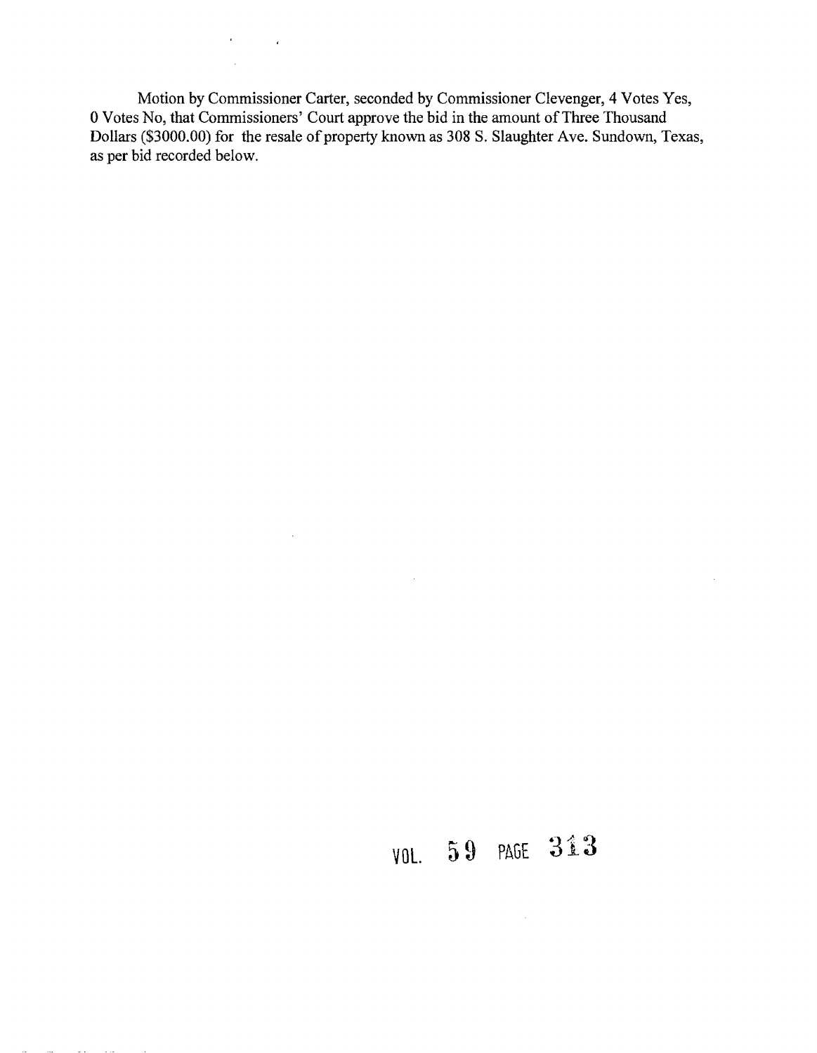Motion by Commissioner Carter, seconded by Commissioner Clevenger, 4 Votes Yes, 0 Votes No, that Commissioners' Court approve the bid in the amount of Three Thousand Dollars ($3000.00) for the resale of property known as 308 S. Slaughter Ave. Sundown, Texas, as per bid recorded below.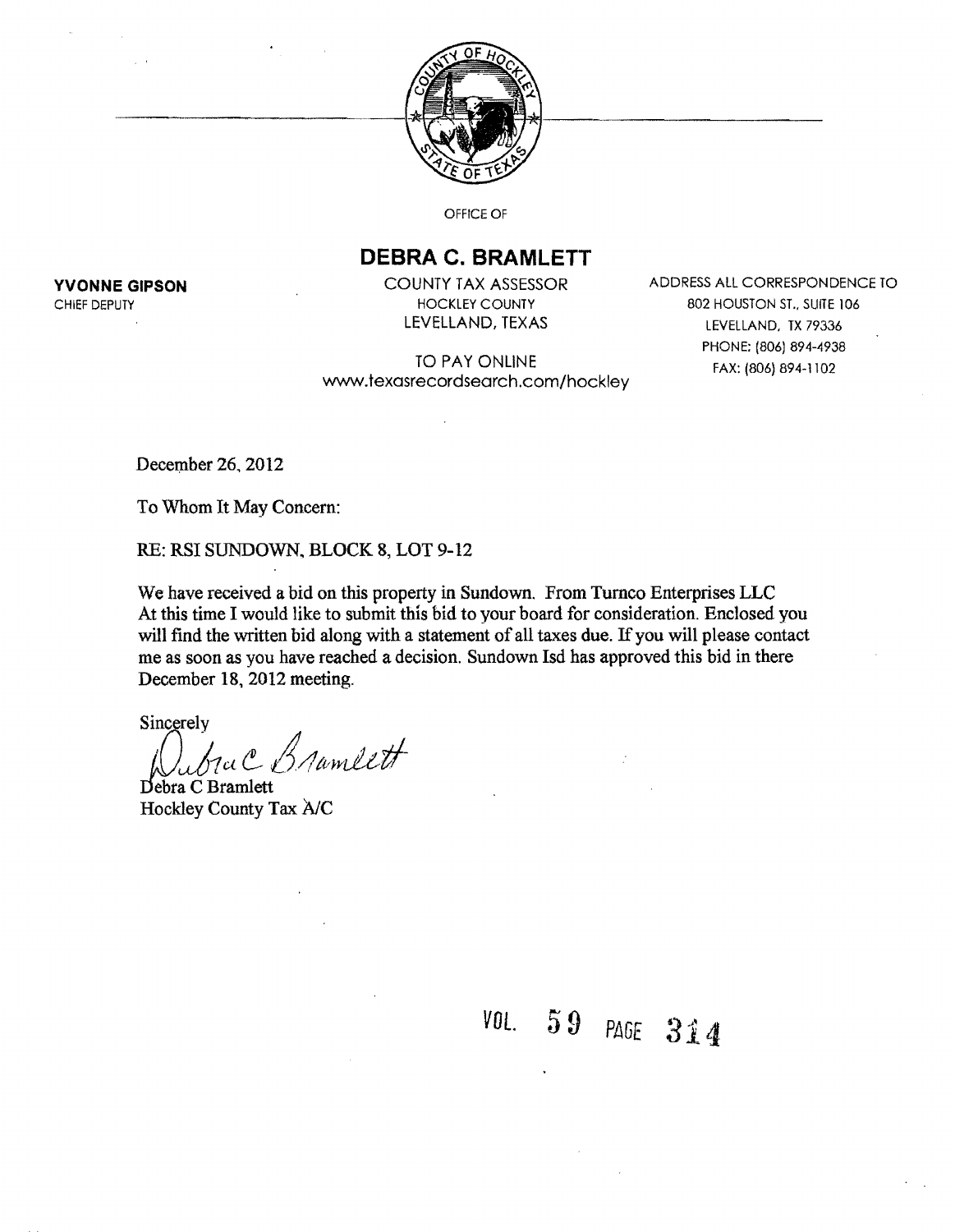OFFICE OF

# DEBRA C. BRAMLETT

**YVONNE GIPSON**
CHIEF DEPUTY

COUNTY TAX ASSESSOR
HOCKLEY COUNTY
LEVELLAND, TEXAS

TO PAY ONLINE
www.texasrecordsearch.com/hockley

ADDRESS ALL CORRESPONDENCE TO
802 HOUSTON ST., SUITE 106
LEVELLAND, TX 79336
PHONE: (806) 894-4938
FAX: (806) 894-1102

December 26, 2012

To Whom It May Concern:

RE: RSI SUNDOWN, BLOCK 8, LOT 9-12

We have received a bid on this property in Sundown. From Turnco Enterprises LLC
At this time I would like to submit this bid to your board for consideration. Enclosed you will find the written bid along with a statement of all taxes due. If you will please contact me as soon as you have reached a decision. Sundown Isd has approved this bid in there December 18, 2012 meeting.

Sincerely

*Debra C Bramlett*

Debra C Bramlett
Hockley County Tax A/C

VOL. 59 PAGE 314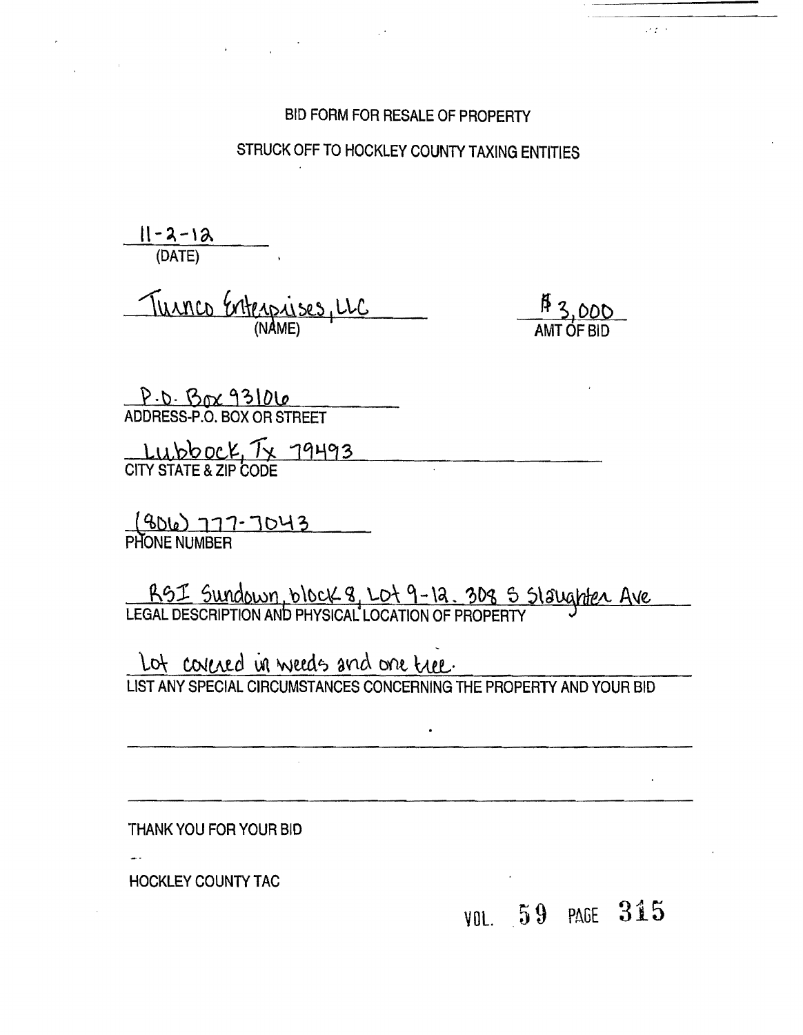BID FORM FOR RESALE OF PROPERTY

STRUCK OFF TO HOCKLEY COUNTY TAXING ENTITIES

11-2-12
(DATE)

Turnco Enterprises, LLC
(NAME)

$3,000
AMT OF BID

P.O. Box 93106
ADDRESS-P.O. BOX OR STREET

Lubbock, Tx 79493
CITY STATE & ZIP CODE

(806) 777-7043
PHONE NUMBER

RSI Sundown, block 8, Lot 9-12. 308 S Slaughter Ave
LEGAL DESCRIPTION AND PHYSICAL LOCATION OF PROPERTY

Lot covered in weeds and one tree.
LIST ANY SPECIAL CIRCUMSTANCES CONCERNING THE PROPERTY AND YOUR BID

THANK YOU FOR YOUR BID

HOCKLEY COUNTY TAC

VOL. 59 PAGE 315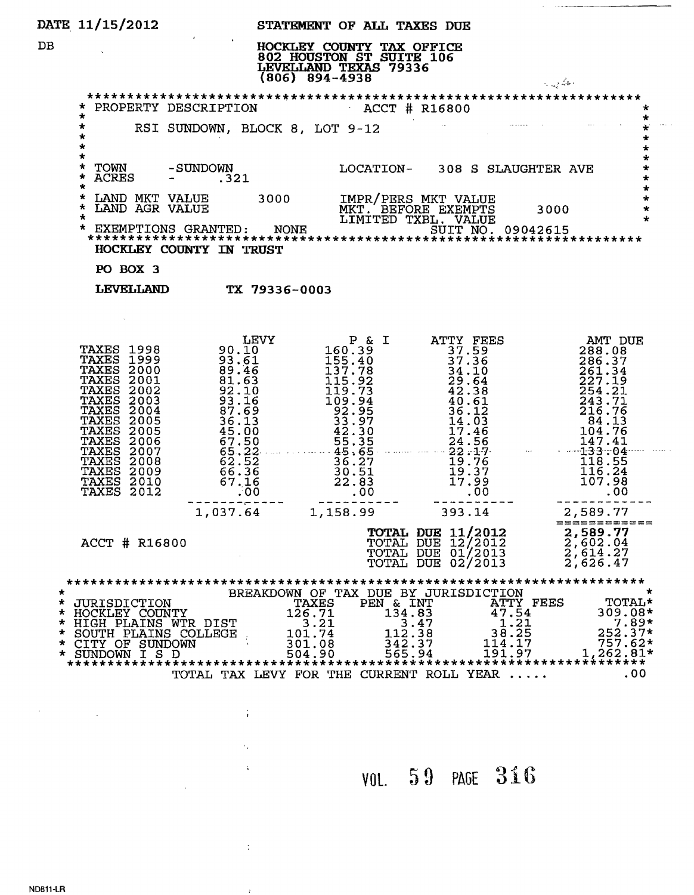DATE 11/15/2012

DB

# STATEMENT OF ALL TAXES DUE

**HOCKLEY COUNTY TAX OFFICE**
**802 HOUSTON ST SUITE 106**
**LEVELLAND TEXAS 79336**
**(806) 894-4938**

```
*****************************************************************
* PROPERTY DESCRIPTION                 ACCT # R16800             *
*                                                                *
*      RSI SUNDOWN, BLOCK 8, LOT 9-12                            *
*                                                                *
*                                                                *
*                                                                *
* TOWN    -SUNDOWN            LOCATION-   308 S SLAUGHTER AVE    *
* ACRES   -     .321                                             *
*                                                                *
* LAND MKT VALUE       3000    IMPR/PERS MKT VALUE               *
* LAND AGR VALUE               MKT. BEFORE EXEMPTS      3000     *
*                              LIMITED TXBL. VALUE               *
* EXEMPTIONS GRANTED:   NONE          SUIT NO. 09042615          *
*****************************************************************
```

**HOCKLEY COUNTY IN TRUST**

**PO BOX 3**

**LEVELLAND TX 79336-0003**

| | LEVY | P & I | ATTY FEES | AMT DUE |
|---|---|---|---|---|
| TAXES 1998 | 90.10 | 160.39 | 37.59 | 288.08 |
| TAXES 1999 | 93.61 | 155.40 | 37.36 | 286.37 |
| TAXES 2000 | 89.46 | 137.78 | 34.10 | 261.34 |
| TAXES 2001 | 81.63 | 115.92 | 29.64 | 227.19 |
| TAXES 2002 | 92.10 | 119.73 | 42.38 | 254.21 |
| TAXES 2003 | 93.16 | 109.94 | 40.61 | 243.71 |
| TAXES 2004 | 87.69 | 92.95 | 36.12 | 216.76 |
| TAXES 2005 | 36.13 | 33.97 | 14.03 | 84.13 |
| TAXES 2005 | 45.00 | 42.30 | 17.46 | 104.76 |
| TAXES 2006 | 67.50 | 55.35 | 24.56 | 147.41 |
| TAXES 2007 | 65.22 | 45.65 | 22.17 | 133.04 |
| TAXES 2008 | 62.52 | 36.27 | 19.76 | 118.55 |
| TAXES 2009 | 66.36 | 30.51 | 19.37 | 116.24 |
| TAXES 2010 | 67.16 | 22.83 | 17.99 | 107.98 |
| TAXES 2012 | .00 | .00 | .00 | .00 |
| | 1,037.64 | 1,158.99 | 393.14 | 2,589.77 |

ACCT # R16800

| | |
|---|---|
| **TOTAL DUE 11/2012** | **2,589.77** |
| TOTAL DUE 12/2012 | 2,602.04 |
| TOTAL DUE 01/2013 | 2,614.27 |
| TOTAL DUE 02/2013 | 2,626.47 |

BREAKDOWN OF TAX DUE BY JURISDICTION

| JURISDICTION | TAXES | PEN & INT | ATTY FEES | TOTAL |
|---|---|---|---|---|
| HOCKLEY COUNTY | 126.71 | 134.83 | 47.54 | 309.08* |
| HIGH PLAINS WTR DIST | 3.21 | 3.47 | 1.21 | 7.89* |
| SOUTH PLAINS COLLEGE | 101.74 | 112.38 | 38.25 | 252.37* |
| CITY OF SUNDOWN | 301.08 | 342.37 | 114.17 | 757.62* |
| SUNDOWN I S D | 504.90 | 565.94 | 191.97 | 1,262.81* |

TOTAL TAX LEVY FOR THE CURRENT ROLL YEAR ..... .00

VOL. 59 PAGE 316

ND811-LR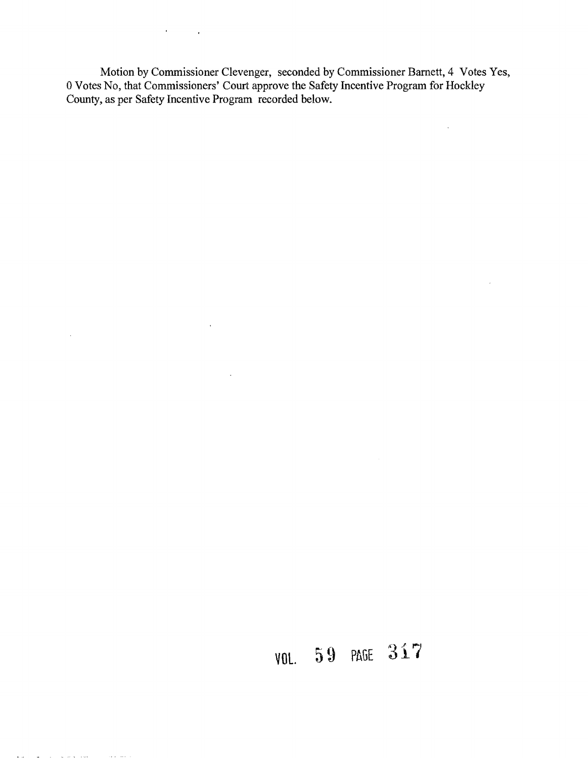Motion by Commissioner Clevenger, seconded by Commissioner Barnett, 4 Votes Yes, 0 Votes No, that Commissioners' Court approve the Safety Incentive Program for Hockley County, as per Safety Incentive Program recorded below.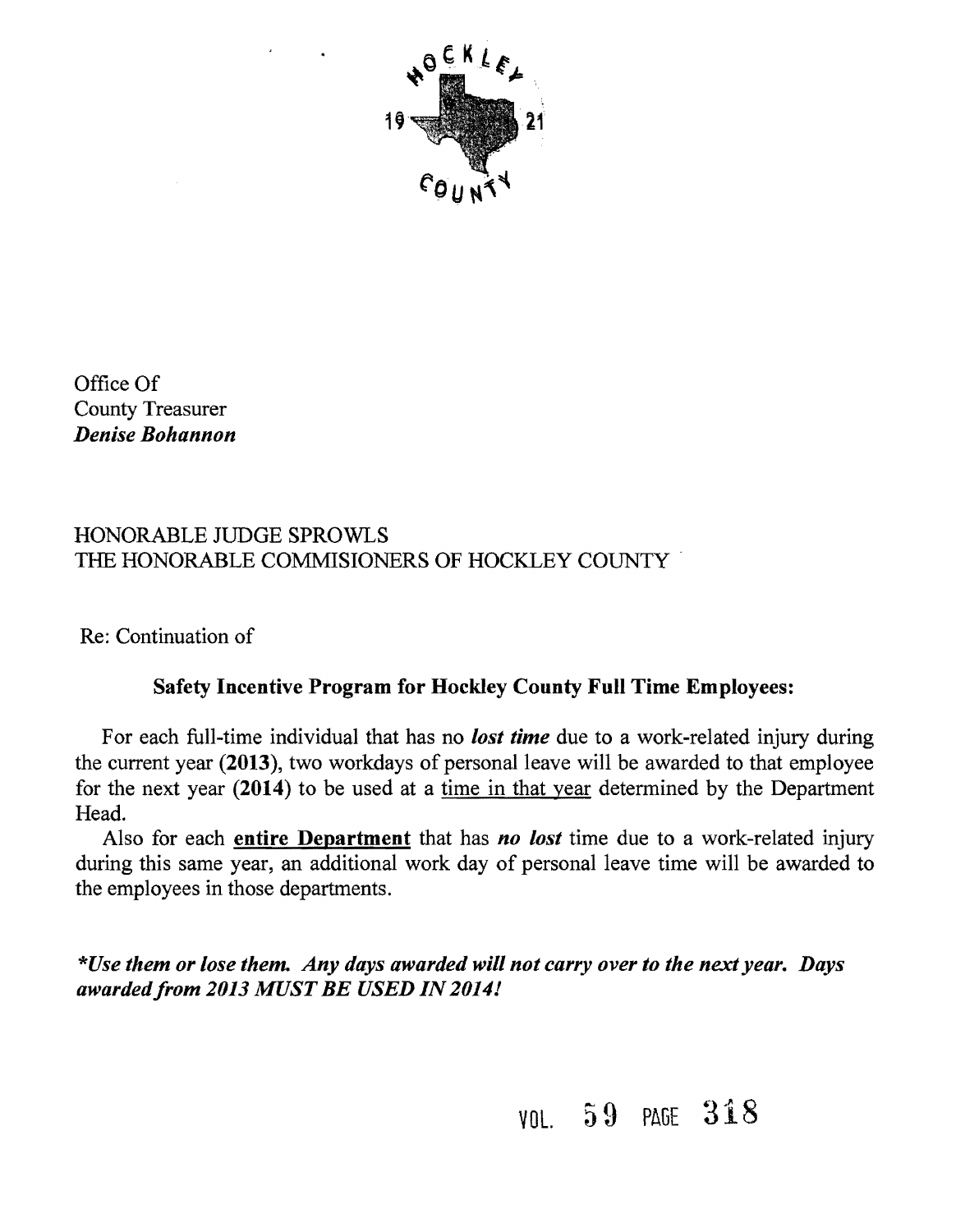Office Of
County Treasurer
***Denise Bohannon***

HONORABLE JUDGE SPROWLS
THE HONORABLE COMMISIONERS OF HOCKLEY COUNTY

Re: Continuation of

**Safety Incentive Program for Hockley County Full Time Employees:**

For each full-time individual that has no ***lost time*** due to a work-related injury during the current year (**2013**), two workdays of personal leave will be awarded to that employee for the next year (**2014**) to be used at a time in that year determined by the Department Head.

Also for each **entire Department** that has ***no lost*** time due to a work-related injury during this same year, an additional work day of personal leave time will be awarded to the employees in those departments.

***\*Use them or lose them. Any days awarded will not carry over to the next year. Days awarded from 2013 MUST BE USED IN 2014!***

VOL. 59 PAGE 318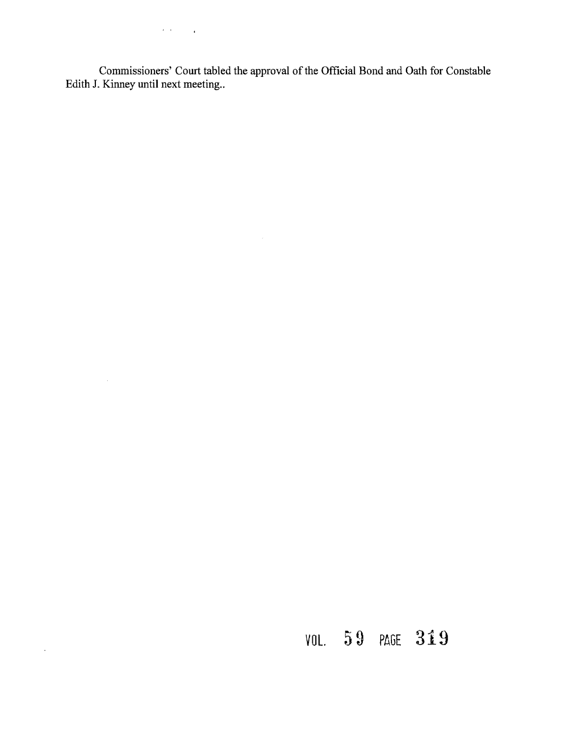Commissioners' Court tabled the approval of the Official Bond and Oath for Constable Edith J. Kinney until next meeting..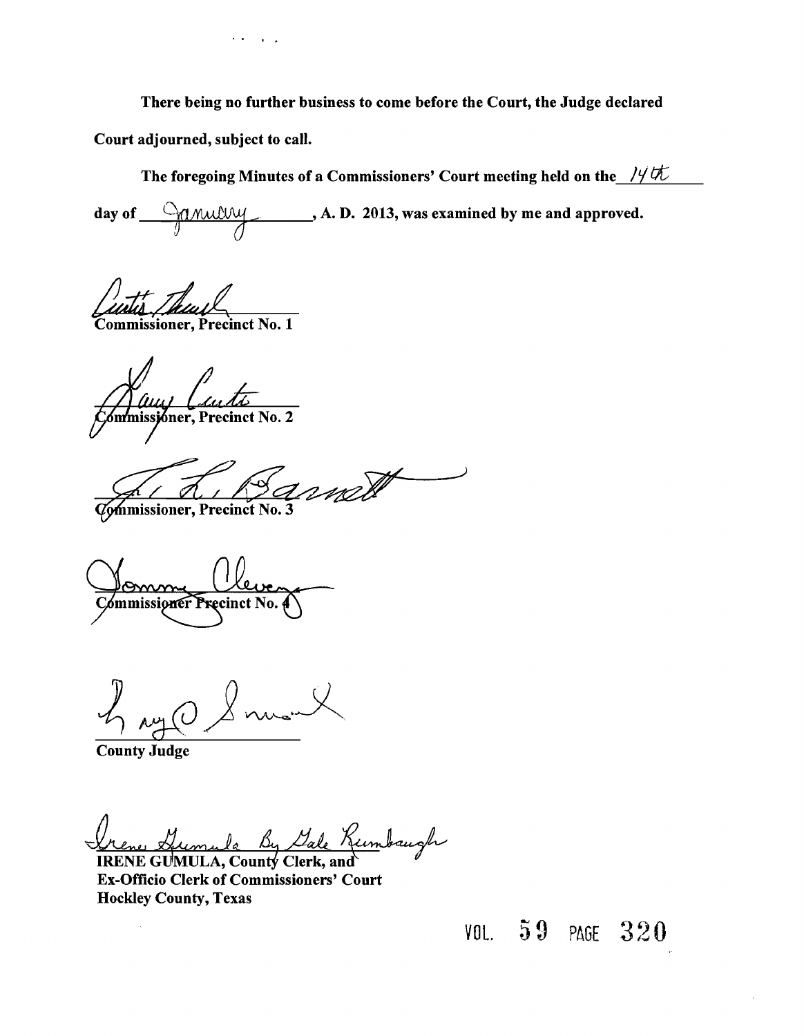**There being no further business to come before the Court, the Judge declared Court adjourned, subject to call.**

**The foregoing Minutes of a Commissioners' Court meeting held on the** 14th **day of** January**, A. D. 2013, was examined by me and approved.**

Curtis Thrash
**Commissioner, Precinct No. 1**

Larry Carter
**Commissioner, Precinct No. 2**

J. L. Barnett
**Commissioner, Precinct No. 3**

Tommy Clevenger
**Commissioner Precinct No. 4**

Larry D. Sprowls
**County Judge**

Irene Gumula By Gale Rumbaugh
**IRENE GUMULA, County Clerk, and**
**Ex-Officio Clerk of Commissioners' Court**
**Hockley County, Texas**

VOL. 59 PAGE 320